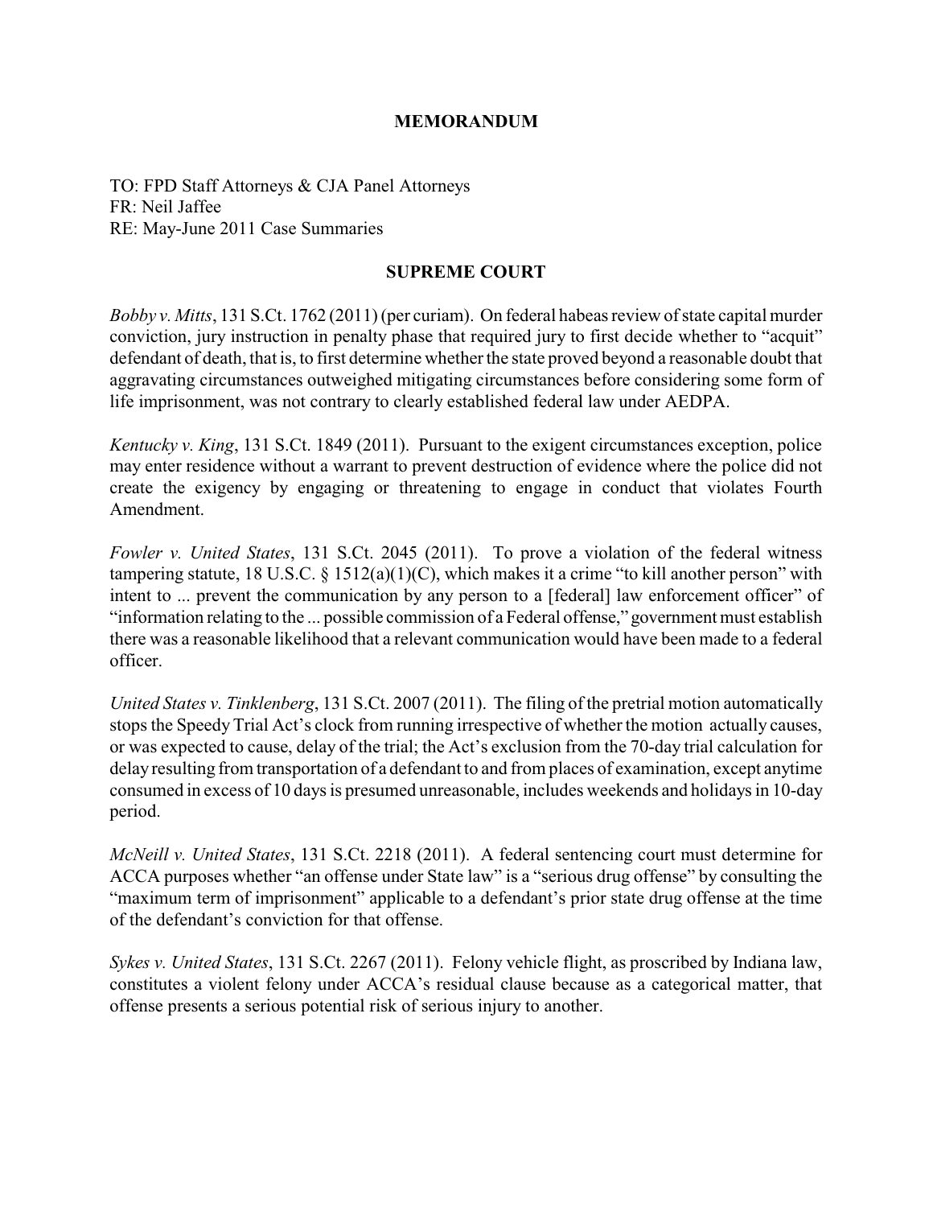# MEMORANDUM

TO: FPD Staff Attorneys & CJA Panel Attorneys
FR: Neil Jaffee
RE: May-June 2011 Case Summaries

## SUPREME COURT

*Bobby v. Mitts*, 131 S.Ct. 1762 (2011) (per curiam). On federal habeas review of state capital murder conviction, jury instruction in penalty phase that required jury to first decide whether to "acquit" defendant of death, that is, to first determine whether the state proved beyond a reasonable doubt that aggravating circumstances outweighed mitigating circumstances before considering some form of life imprisonment, was not contrary to clearly established federal law under AEDPA.

*Kentucky v. King*, 131 S.Ct. 1849 (2011). Pursuant to the exigent circumstances exception, police may enter residence without a warrant to prevent destruction of evidence where the police did not create the exigency by engaging or threatening to engage in conduct that violates Fourth Amendment.

*Fowler v. United States*, 131 S.Ct. 2045 (2011). To prove a violation of the federal witness tampering statute, 18 U.S.C. § 1512(a)(1)(C), which makes it a crime "to kill another person" with intent to ... prevent the communication by any person to a [federal] law enforcement officer" of "information relating to the ... possible commission of a Federal offense," government must establish there was a reasonable likelihood that a relevant communication would have been made to a federal officer.

*United States v. Tinklenberg*, 131 S.Ct. 2007 (2011). The filing of the pretrial motion automatically stops the Speedy Trial Act's clock from running irrespective of whether the motion actually causes, or was expected to cause, delay of the trial; the Act's exclusion from the 70-day trial calculation for delay resulting from transportation of a defendant to and from places of examination, except anytime consumed in excess of 10 days is presumed unreasonable, includes weekends and holidays in 10-day period.

*McNeill v. United States*, 131 S.Ct. 2218 (2011). A federal sentencing court must determine for ACCA purposes whether "an offense under State law" is a "serious drug offense" by consulting the "maximum term of imprisonment" applicable to a defendant's prior state drug offense at the time of the defendant's conviction for that offense.

*Sykes v. United States*, 131 S.Ct. 2267 (2011). Felony vehicle flight, as proscribed by Indiana law, constitutes a violent felony under ACCA's residual clause because as a categorical matter, that offense presents a serious potential risk of serious injury to another.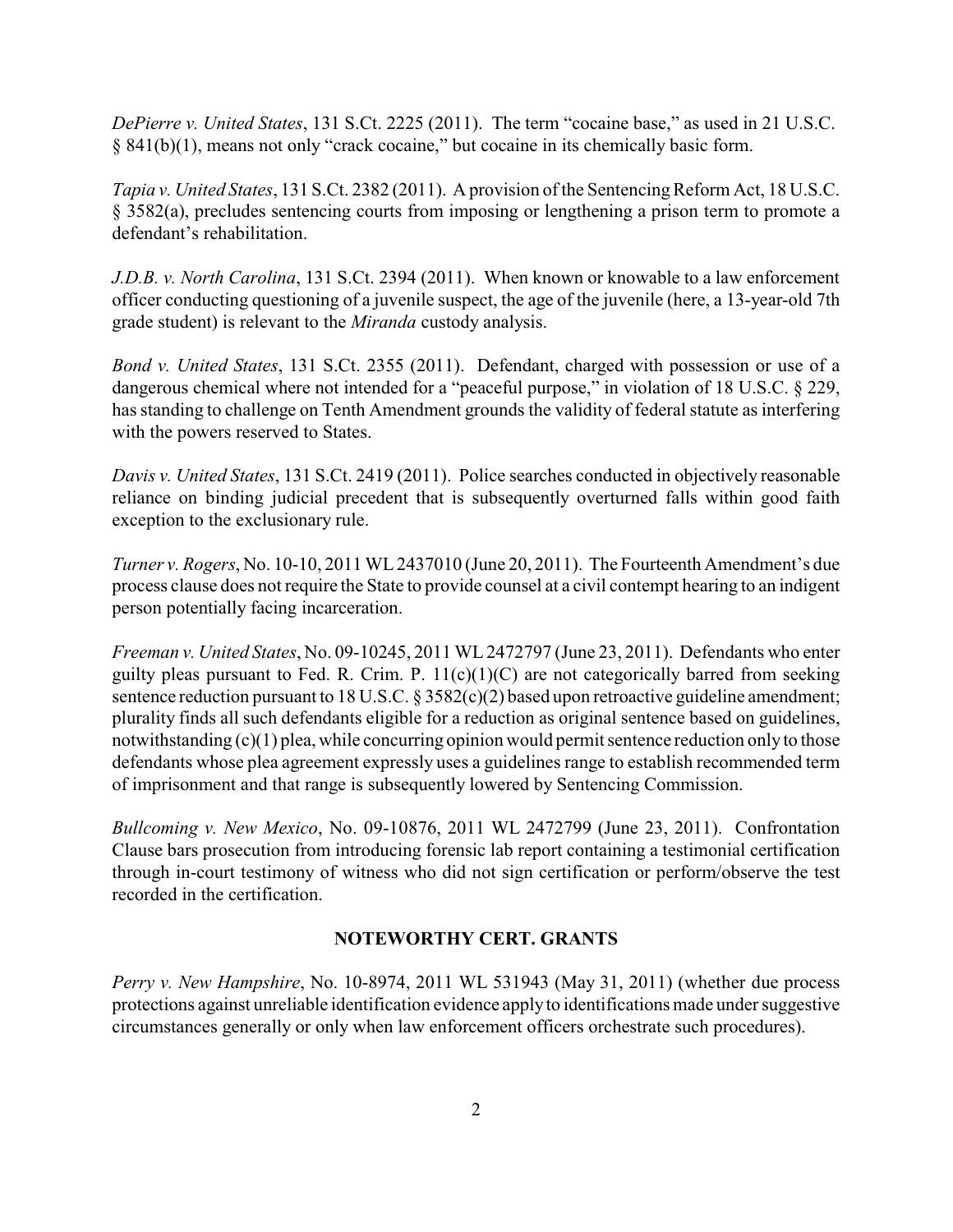*DePierre v. United States*, 131 S.Ct. 2225 (2011). The term "cocaine base," as used in 21 U.S.C. § 841(b)(1), means not only "crack cocaine," but cocaine in its chemically basic form.

*Tapia v. United States*, 131 S.Ct. 2382 (2011). A provision of the Sentencing Reform Act, 18 U.S.C. § 3582(a), precludes sentencing courts from imposing or lengthening a prison term to promote a defendant's rehabilitation.

*J.D.B. v. North Carolina*, 131 S.Ct. 2394 (2011). When known or knowable to a law enforcement officer conducting questioning of a juvenile suspect, the age of the juvenile (here, a 13-year-old 7th grade student) is relevant to the *Miranda* custody analysis.

*Bond v. United States*, 131 S.Ct. 2355 (2011). Defendant, charged with possession or use of a dangerous chemical where not intended for a "peaceful purpose," in violation of 18 U.S.C. § 229, has standing to challenge on Tenth Amendment grounds the validity of federal statute as interfering with the powers reserved to States.

*Davis v. United States*, 131 S.Ct. 2419 (2011). Police searches conducted in objectively reasonable reliance on binding judicial precedent that is subsequently overturned falls within good faith exception to the exclusionary rule.

*Turner v. Rogers*, No. 10-10, 2011 WL 2437010 (June 20, 2011). The Fourteenth Amendment's due process clause does not require the State to provide counsel at a civil contempt hearing to an indigent person potentially facing incarceration.

*Freeman v. United States*, No. 09-10245, 2011 WL 2472797 (June 23, 2011). Defendants who enter guilty pleas pursuant to Fed. R. Crim. P. 11(c)(1)(C) are not categorically barred from seeking sentence reduction pursuant to 18 U.S.C. § 3582(c)(2) based upon retroactive guideline amendment; plurality finds all such defendants eligible for a reduction as original sentence based on guidelines, notwithstanding (c)(1) plea, while concurring opinion would permit sentence reduction only to those defendants whose plea agreement expressly uses a guidelines range to establish recommended term of imprisonment and that range is subsequently lowered by Sentencing Commission.

*Bullcoming v. New Mexico*, No. 09-10876, 2011 WL 2472799 (June 23, 2011). Confrontation Clause bars prosecution from introducing forensic lab report containing a testimonial certification through in-court testimony of witness who did not sign certification or perform/observe the test recorded in the certification.

## NOTEWORTHY CERT. GRANTS

*Perry v. New Hampshire*, No. 10-8974, 2011 WL 531943 (May 31, 2011) (whether due process protections against unreliable identification evidence apply to identifications made under suggestive circumstances generally or only when law enforcement officers orchestrate such procedures).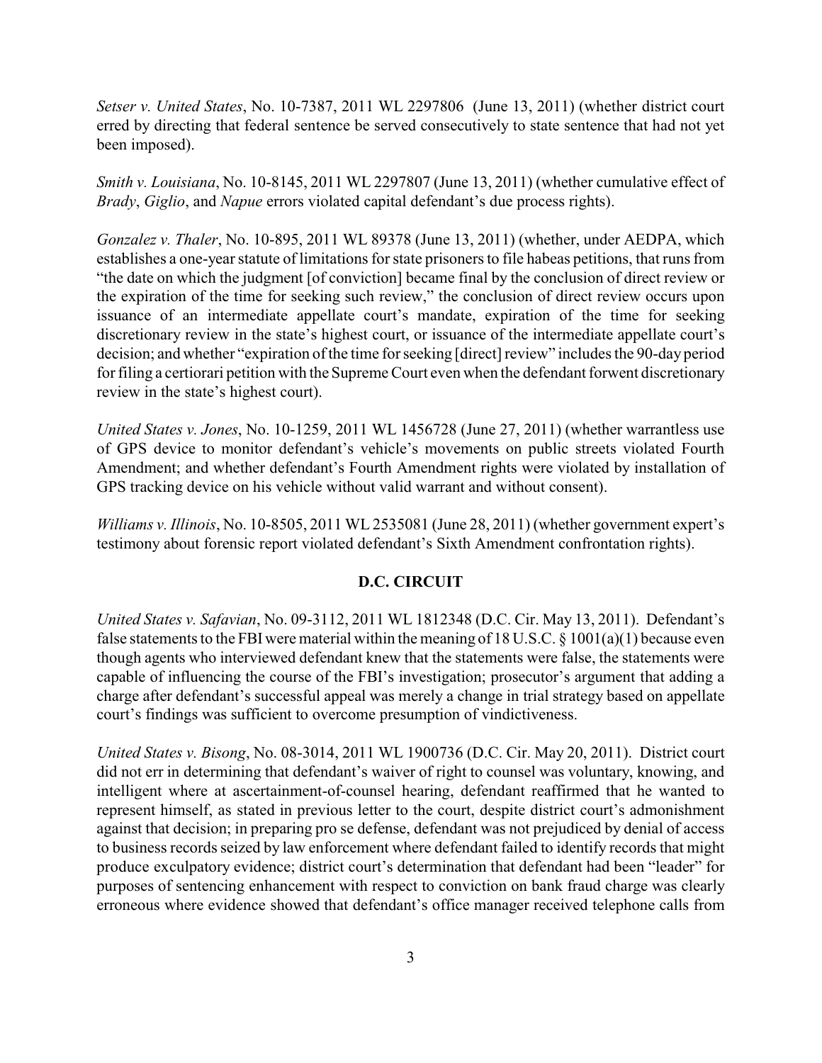*Setser v. United States*, No. 10-7387, 2011 WL 2297806 (June 13, 2011) (whether district court erred by directing that federal sentence be served consecutively to state sentence that had not yet been imposed).

*Smith v. Louisiana*, No. 10-8145, 2011 WL 2297807 (June 13, 2011) (whether cumulative effect of *Brady*, *Giglio*, and *Napue* errors violated capital defendant's due process rights).

*Gonzalez v. Thaler*, No. 10-895, 2011 WL 89378 (June 13, 2011) (whether, under AEDPA, which establishes a one-year statute of limitations for state prisoners to file habeas petitions, that runs from "the date on which the judgment [of conviction] became final by the conclusion of direct review or the expiration of the time for seeking such review," the conclusion of direct review occurs upon issuance of an intermediate appellate court's mandate, expiration of the time for seeking discretionary review in the state's highest court, or issuance of the intermediate appellate court's decision; and whether "expiration of the time for seeking [direct] review" includes the 90-day period for filing a certiorari petition with the Supreme Court even when the defendant forwent discretionary review in the state's highest court).

*United States v. Jones*, No. 10-1259, 2011 WL 1456728 (June 27, 2011) (whether warrantless use of GPS device to monitor defendant's vehicle's movements on public streets violated Fourth Amendment; and whether defendant's Fourth Amendment rights were violated by installation of GPS tracking device on his vehicle without valid warrant and without consent).

*Williams v. Illinois*, No. 10-8505, 2011 WL 2535081 (June 28, 2011) (whether government expert's testimony about forensic report violated defendant's Sixth Amendment confrontation rights).

## D.C. CIRCUIT

*United States v. Safavian*, No. 09-3112, 2011 WL 1812348 (D.C. Cir. May 13, 2011). Defendant's false statements to the FBI were material within the meaning of 18 U.S.C. § 1001(a)(1) because even though agents who interviewed defendant knew that the statements were false, the statements were capable of influencing the course of the FBI's investigation; prosecutor's argument that adding a charge after defendant's successful appeal was merely a change in trial strategy based on appellate court's findings was sufficient to overcome presumption of vindictiveness.

*United States v. Bisong*, No. 08-3014, 2011 WL 1900736 (D.C. Cir. May 20, 2011). District court did not err in determining that defendant's waiver of right to counsel was voluntary, knowing, and intelligent where at ascertainment-of-counsel hearing, defendant reaffirmed that he wanted to represent himself, as stated in previous letter to the court, despite district court's admonishment against that decision; in preparing pro se defense, defendant was not prejudiced by denial of access to business records seized by law enforcement where defendant failed to identify records that might produce exculpatory evidence; district court's determination that defendant had been "leader" for purposes of sentencing enhancement with respect to conviction on bank fraud charge was clearly erroneous where evidence showed that defendant's office manager received telephone calls from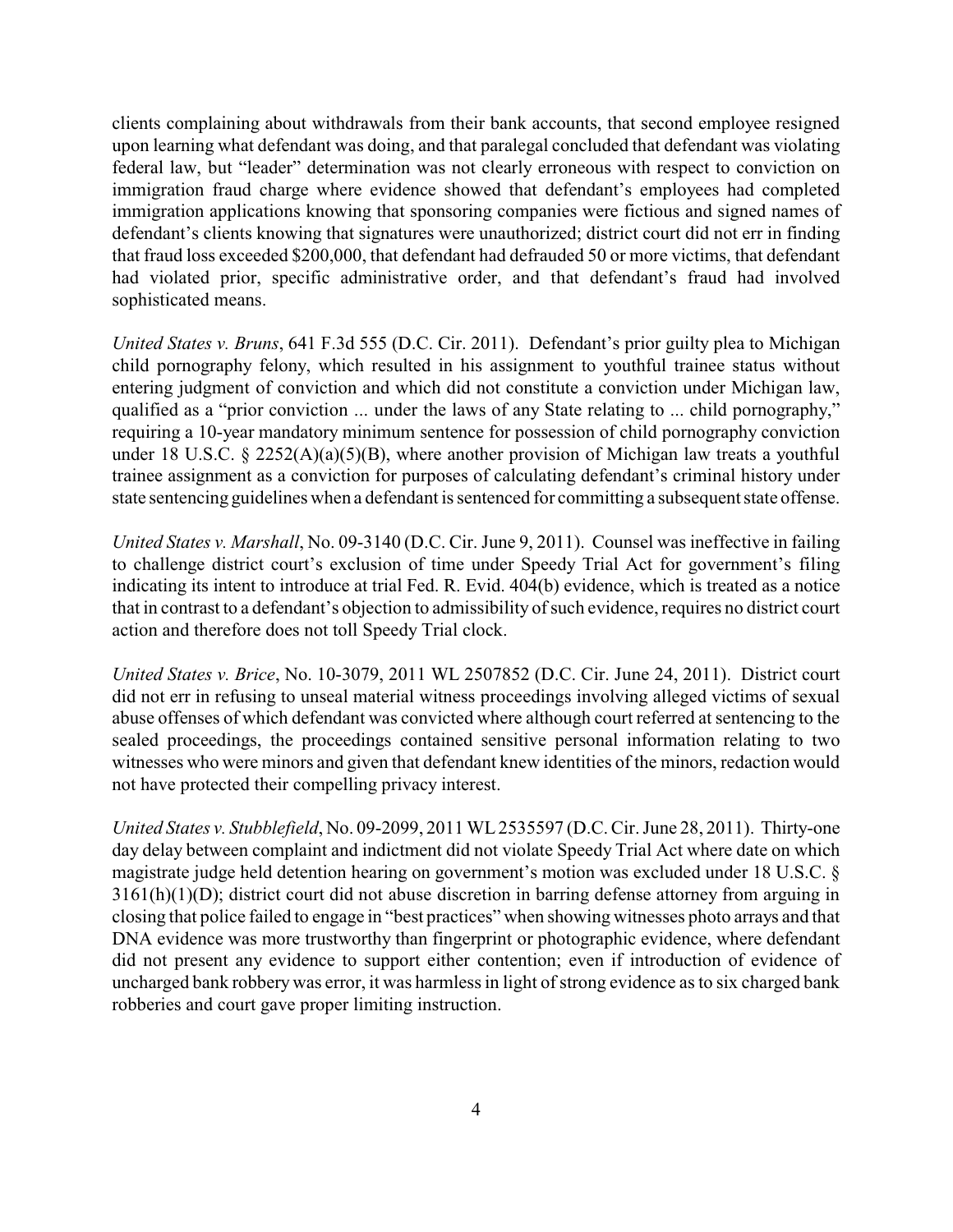clients complaining about withdrawals from their bank accounts, that second employee resigned upon learning what defendant was doing, and that paralegal concluded that defendant was violating federal law, but "leader" determination was not clearly erroneous with respect to conviction on immigration fraud charge where evidence showed that defendant's employees had completed immigration applications knowing that sponsoring companies were fictious and signed names of defendant's clients knowing that signatures were unauthorized; district court did not err in finding that fraud loss exceeded $200,000, that defendant had defrauded 50 or more victims, that defendant had violated prior, specific administrative order, and that defendant's fraud had involved sophisticated means.

*United States v. Bruns*, 641 F.3d 555 (D.C. Cir. 2011). Defendant's prior guilty plea to Michigan child pornography felony, which resulted in his assignment to youthful trainee status without entering judgment of conviction and which did not constitute a conviction under Michigan law, qualified as a "prior conviction ... under the laws of any State relating to ... child pornography," requiring a 10-year mandatory minimum sentence for possession of child pornography conviction under 18 U.S.C. § 2252(A)(a)(5)(B), where another provision of Michigan law treats a youthful trainee assignment as a conviction for purposes of calculating defendant's criminal history under state sentencing guidelines when a defendant is sentenced for committing a subsequent state offense.

*United States v. Marshall*, No. 09-3140 (D.C. Cir. June 9, 2011). Counsel was ineffective in failing to challenge district court's exclusion of time under Speedy Trial Act for government's filing indicating its intent to introduce at trial Fed. R. Evid. 404(b) evidence, which is treated as a notice that in contrast to a defendant's objection to admissibility of such evidence, requires no district court action and therefore does not toll Speedy Trial clock.

*United States v. Brice*, No. 10-3079, 2011 WL 2507852 (D.C. Cir. June 24, 2011). District court did not err in refusing to unseal material witness proceedings involving alleged victims of sexual abuse offenses of which defendant was convicted where although court referred at sentencing to the sealed proceedings, the proceedings contained sensitive personal information relating to two witnesses who were minors and given that defendant knew identities of the minors, redaction would not have protected their compelling privacy interest.

*United States v. Stubblefield*, No. 09-2099, 2011 WL 2535597 (D.C. Cir. June 28, 2011). Thirty-one day delay between complaint and indictment did not violate Speedy Trial Act where date on which magistrate judge held detention hearing on government's motion was excluded under 18 U.S.C. § 3161(h)(1)(D); district court did not abuse discretion in barring defense attorney from arguing in closing that police failed to engage in "best practices" when showing witnesses photo arrays and that DNA evidence was more trustworthy than fingerprint or photographic evidence, where defendant did not present any evidence to support either contention; even if introduction of evidence of uncharged bank robbery was error, it was harmless in light of strong evidence as to six charged bank robberies and court gave proper limiting instruction.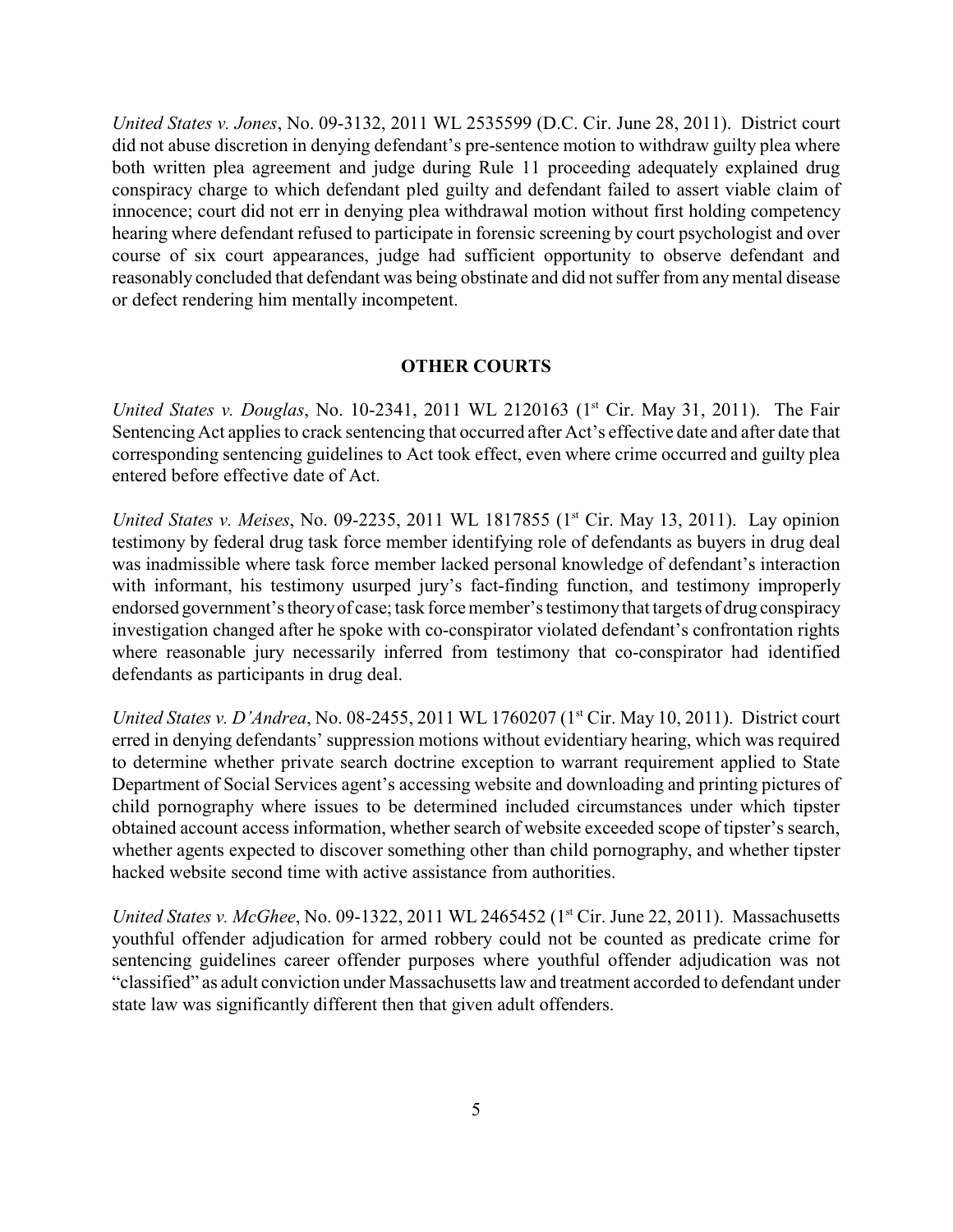*United States v. Jones*, No. 09-3132, 2011 WL 2535599 (D.C. Cir. June 28, 2011). District court did not abuse discretion in denying defendant's pre-sentence motion to withdraw guilty plea where both written plea agreement and judge during Rule 11 proceeding adequately explained drug conspiracy charge to which defendant pled guilty and defendant failed to assert viable claim of innocence; court did not err in denying plea withdrawal motion without first holding competency hearing where defendant refused to participate in forensic screening by court psychologist and over course of six court appearances, judge had sufficient opportunity to observe defendant and reasonably concluded that defendant was being obstinate and did not suffer from any mental disease or defect rendering him mentally incompetent.

## OTHER COURTS

*United States v. Douglas*, No. 10-2341, 2011 WL 2120163 (1st Cir. May 31, 2011). The Fair Sentencing Act applies to crack sentencing that occurred after Act's effective date and after date that corresponding sentencing guidelines to Act took effect, even where crime occurred and guilty plea entered before effective date of Act.

*United States v. Meises*, No. 09-2235, 2011 WL 1817855 (1st Cir. May 13, 2011). Lay opinion testimony by federal drug task force member identifying role of defendants as buyers in drug deal was inadmissible where task force member lacked personal knowledge of defendant's interaction with informant, his testimony usurped jury's fact-finding function, and testimony improperly endorsed government's theory of case; task force member's testimony that targets of drug conspiracy investigation changed after he spoke with co-conspirator violated defendant's confrontation rights where reasonable jury necessarily inferred from testimony that co-conspirator had identified defendants as participants in drug deal.

*United States v. D'Andrea*, No. 08-2455, 2011 WL 1760207 (1st Cir. May 10, 2011). District court erred in denying defendants' suppression motions without evidentiary hearing, which was required to determine whether private search doctrine exception to warrant requirement applied to State Department of Social Services agent's accessing website and downloading and printing pictures of child pornography where issues to be determined included circumstances under which tipster obtained account access information, whether search of website exceeded scope of tipster's search, whether agents expected to discover something other than child pornography, and whether tipster hacked website second time with active assistance from authorities.

*United States v. McGhee*, No. 09-1322, 2011 WL 2465452 (1st Cir. June 22, 2011). Massachusetts youthful offender adjudication for armed robbery could not be counted as predicate crime for sentencing guidelines career offender purposes where youthful offender adjudication was not "classified" as adult conviction under Massachusetts law and treatment accorded to defendant under state law was significantly different then that given adult offenders.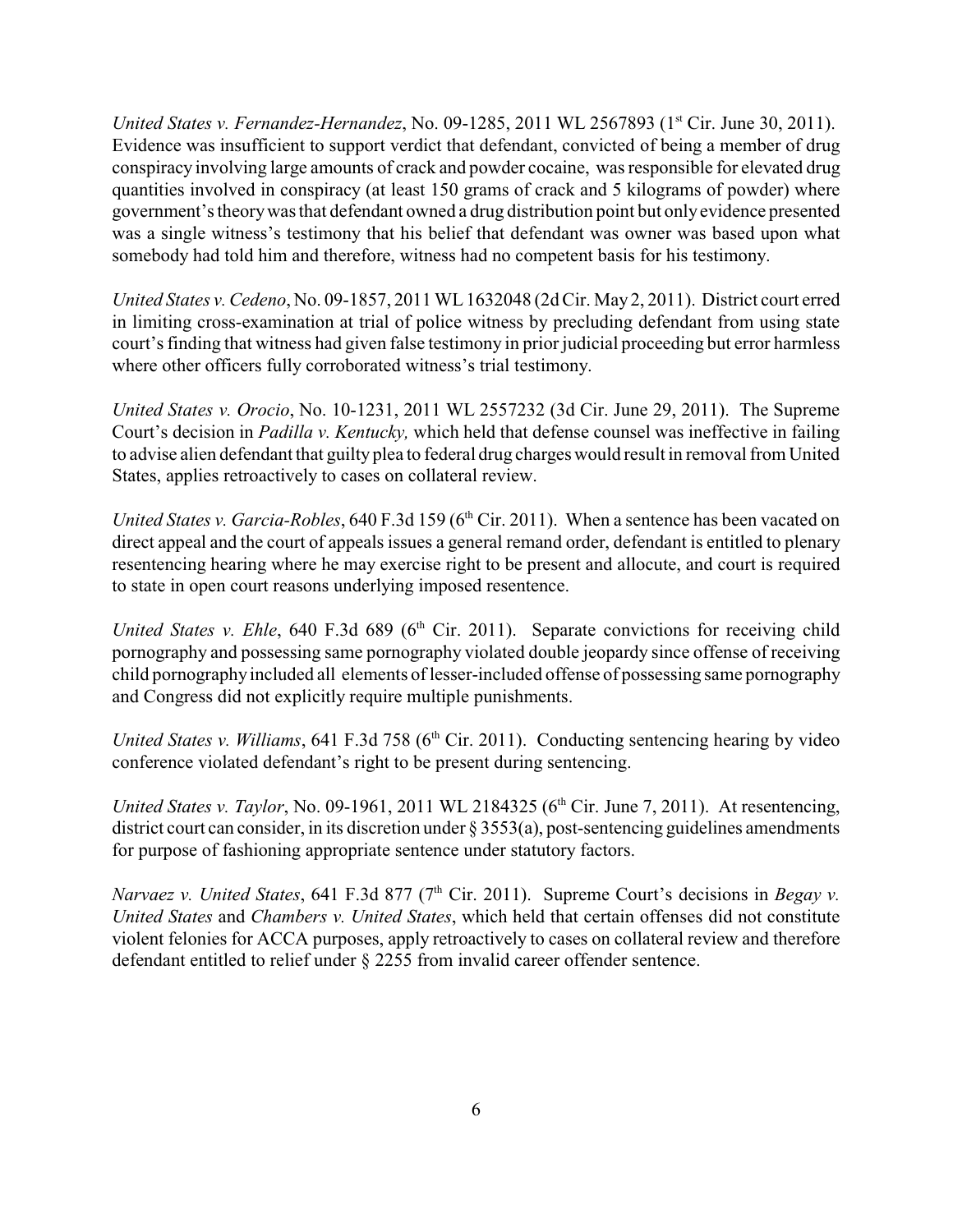*United States v. Fernandez-Hernandez*, No. 09-1285, 2011 WL 2567893 (1st Cir. June 30, 2011). Evidence was insufficient to support verdict that defendant, convicted of being a member of drug conspiracy involving large amounts of crack and powder cocaine, was responsible for elevated drug quantities involved in conspiracy (at least 150 grams of crack and 5 kilograms of powder) where government's theory was that defendant owned a drug distribution point but only evidence presented was a single witness's testimony that his belief that defendant was owner was based upon what somebody had told him and therefore, witness had no competent basis for his testimony.

*United States v. Cedeno*, No. 09-1857, 2011 WL 1632048 (2d Cir. May 2, 2011). District court erred in limiting cross-examination at trial of police witness by precluding defendant from using state court's finding that witness had given false testimony in prior judicial proceeding but error harmless where other officers fully corroborated witness's trial testimony.

*United States v. Orocio*, No. 10-1231, 2011 WL 2557232 (3d Cir. June 29, 2011). The Supreme Court's decision in *Padilla v. Kentucky,* which held that defense counsel was ineffective in failing to advise alien defendant that guilty plea to federal drug charges would result in removal from United States, applies retroactively to cases on collateral review.

*United States v. Garcia-Robles*, 640 F.3d 159 (6th Cir. 2011). When a sentence has been vacated on direct appeal and the court of appeals issues a general remand order, defendant is entitled to plenary resentencing hearing where he may exercise right to be present and allocute, and court is required to state in open court reasons underlying imposed resentence.

*United States v. Ehle*, 640 F.3d 689 (6th Cir. 2011). Separate convictions for receiving child pornography and possessing same pornography violated double jeopardy since offense of receiving child pornography included all elements of lesser-included offense of possessing same pornography and Congress did not explicitly require multiple punishments.

*United States v. Williams*, 641 F.3d 758 (6th Cir. 2011). Conducting sentencing hearing by video conference violated defendant's right to be present during sentencing.

*United States v. Taylor*, No. 09-1961, 2011 WL 2184325 (6th Cir. June 7, 2011). At resentencing, district court can consider, in its discretion under § 3553(a), post-sentencing guidelines amendments for purpose of fashioning appropriate sentence under statutory factors.

*Narvaez v. United States*, 641 F.3d 877 (7th Cir. 2011). Supreme Court's decisions in *Begay v. United States* and *Chambers v. United States*, which held that certain offenses did not constitute violent felonies for ACCA purposes, apply retroactively to cases on collateral review and therefore defendant entitled to relief under § 2255 from invalid career offender sentence.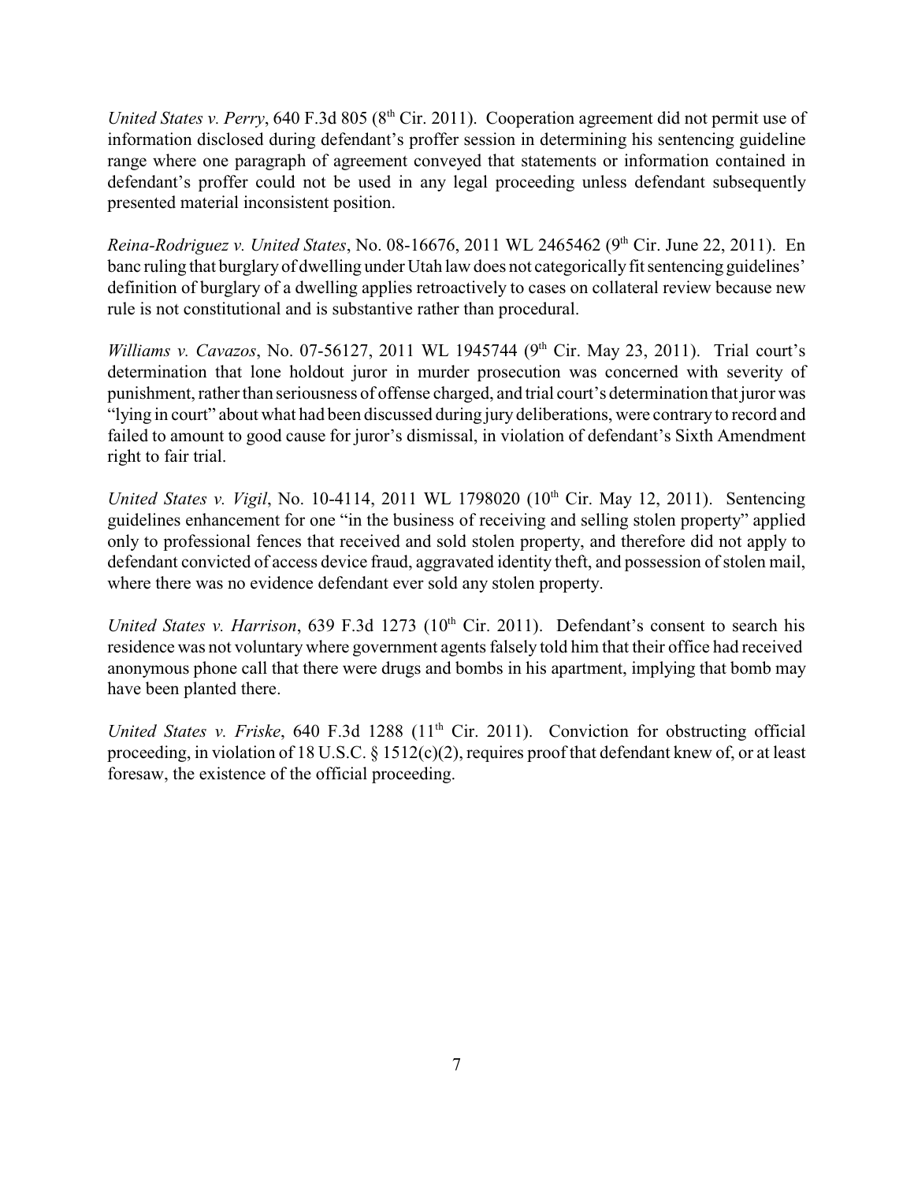*United States v. Perry*, 640 F.3d 805 (8th Cir. 2011). Cooperation agreement did not permit use of information disclosed during defendant's proffer session in determining his sentencing guideline range where one paragraph of agreement conveyed that statements or information contained in defendant's proffer could not be used in any legal proceeding unless defendant subsequently presented material inconsistent position.

*Reina-Rodriguez v. United States*, No. 08-16676, 2011 WL 2465462 (9th Cir. June 22, 2011). En banc ruling that burglary of dwelling under Utah law does not categorically fit sentencing guidelines' definition of burglary of a dwelling applies retroactively to cases on collateral review because new rule is not constitutional and is substantive rather than procedural.

*Williams v. Cavazos*, No. 07-56127, 2011 WL 1945744 (9th Cir. May 23, 2011). Trial court's determination that lone holdout juror in murder prosecution was concerned with severity of punishment, rather than seriousness of offense charged, and trial court's determination that juror was "lying in court" about what had been discussed during jury deliberations, were contrary to record and failed to amount to good cause for juror's dismissal, in violation of defendant's Sixth Amendment right to fair trial.

*United States v. Vigil*, No. 10-4114, 2011 WL 1798020 (10th Cir. May 12, 2011). Sentencing guidelines enhancement for one "in the business of receiving and selling stolen property" applied only to professional fences that received and sold stolen property, and therefore did not apply to defendant convicted of access device fraud, aggravated identity theft, and possession of stolen mail, where there was no evidence defendant ever sold any stolen property.

*United States v. Harrison*, 639 F.3d 1273 (10th Cir. 2011). Defendant's consent to search his residence was not voluntary where government agents falsely told him that their office had received anonymous phone call that there were drugs and bombs in his apartment, implying that bomb may have been planted there.

*United States v. Friske*, 640 F.3d 1288 (11th Cir. 2011). Conviction for obstructing official proceeding, in violation of 18 U.S.C. § 1512(c)(2), requires proof that defendant knew of, or at least foresaw, the existence of the official proceeding.